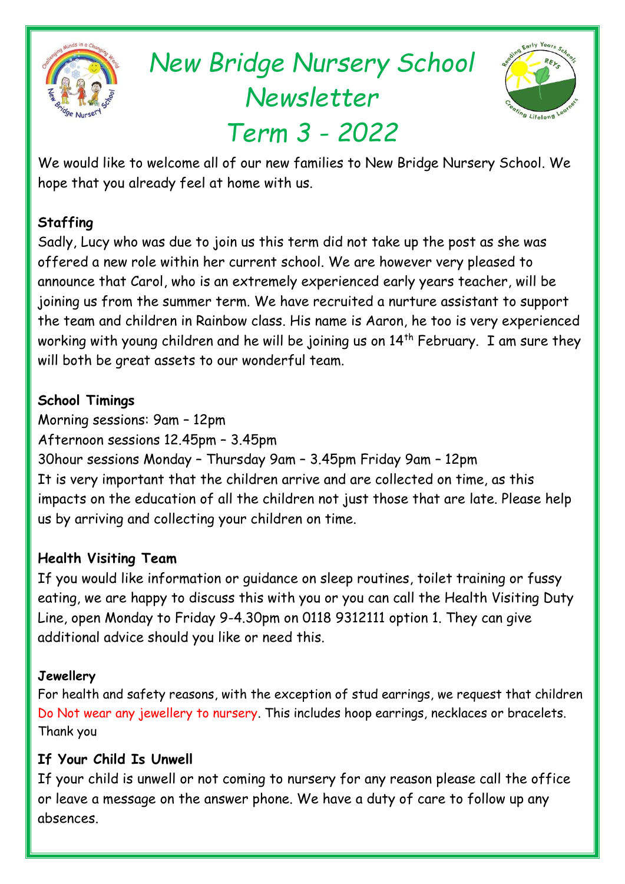# New Bridge Nursery School Newsletter Term 3 - 2022

We would like to welcome all of our new families to New Bridge Nursery School. We hope that you already feel at home with us.

**Staffing**

Sadly, Lucy who was due to join us this term did not take up the post as she was offered a new role within her current school. We are however very pleased to announce that Carol, who is an extremely experienced early years teacher, will be joining us from the summer term. We have recruited a nurture assistant to support the team and children in Rainbow class. His name is Aaron, he too is very experienced working with young children and he will be joining us on 14th February. I am sure they will both be great assets to our wonderful team.

**School Timings**

Morning sessions: 9am – 12pm
Afternoon sessions 12.45pm – 3.45pm
30hour sessions Monday – Thursday 9am – 3.45pm Friday 9am – 12pm
It is very important that the children arrive and are collected on time, as this impacts on the education of all the children not just those that are late. Please help us by arriving and collecting your children on time.

**Health Visiting Team**

If you would like information or guidance on sleep routines, toilet training or fussy eating, we are happy to discuss this with you or you can call the Health Visiting Duty Line, open Monday to Friday 9-4.30pm on 0118 9312111 option 1. They can give additional advice should you like or need this.

**Jewellery**

For health and safety reasons, with the exception of stud earrings, we request that children Do Not wear any jewellery to nursery. This includes hoop earrings, necklaces or bracelets. Thank you

**If Your Child Is Unwell**

If your child is unwell or not coming to nursery for any reason please call the office or leave a message on the answer phone. We have a duty of care to follow up any absences.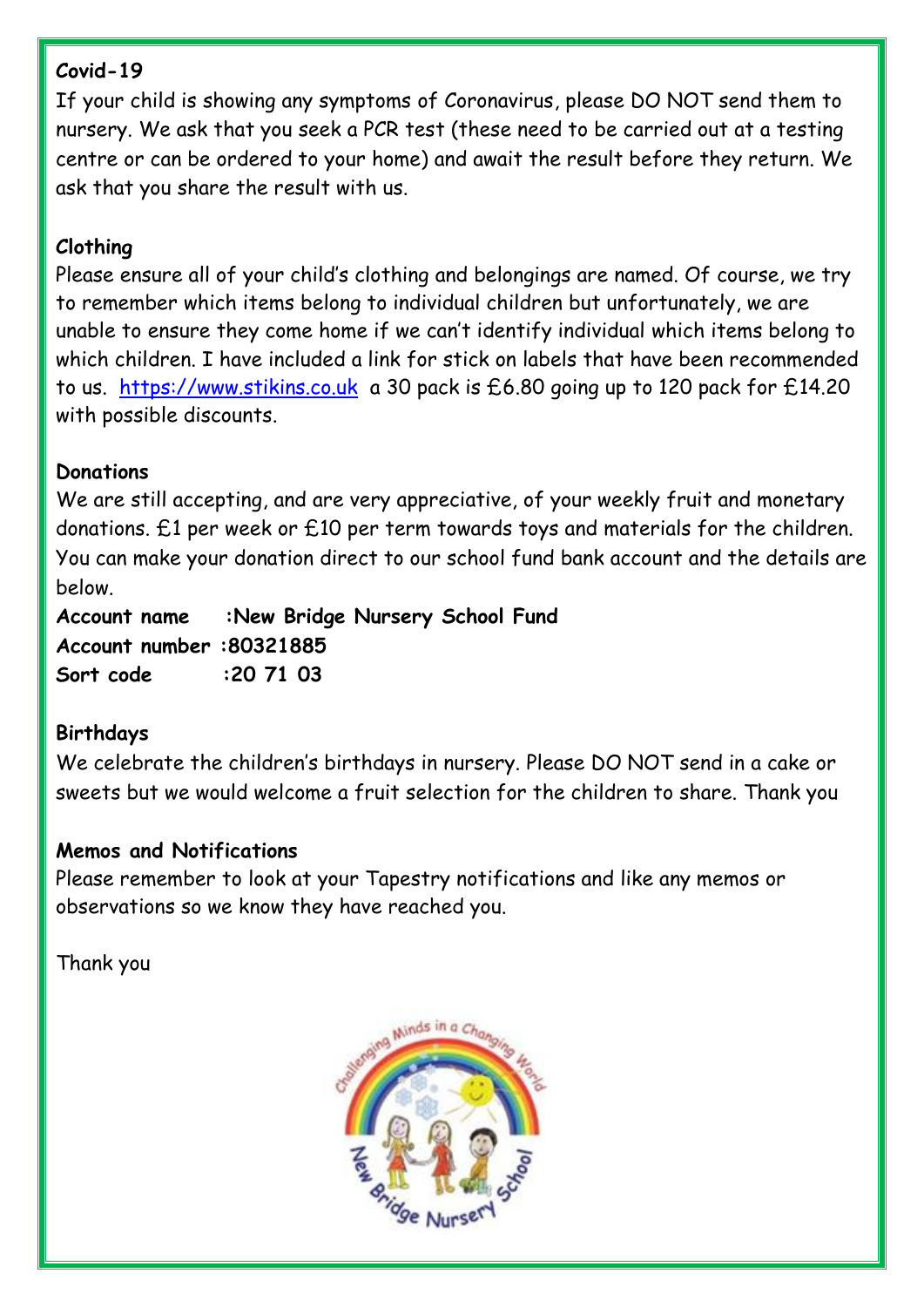**Covid-19**

If your child is showing any symptoms of Coronavirus, please DO NOT send them to nursery. We ask that you seek a PCR test (these need to be carried out at a testing centre or can be ordered to your home) and await the result before they return. We ask that you share the result with us.

**Clothing**

Please ensure all of your child's clothing and belongings are named. Of course, we try to remember which items belong to individual children but unfortunately, we are unable to ensure they come home if we can't identify individual which items belong to which children. I have included a link for stick on labels that have been recommended to us. https://www.stikins.co.uk a 30 pack is £6.80 going up to 120 pack for £14.20 with possible discounts.

**Donations**

We are still accepting, and are very appreciative, of your weekly fruit and monetary donations. £1 per week or £10 per term towards toys and materials for the children. You can make your donation direct to our school fund bank account and the details are below.

**Account name :New Bridge Nursery School Fund**
**Account number :80321885**
**Sort code :20 71 03**

**Birthdays**

We celebrate the children's birthdays in nursery. Please DO NOT send in a cake or sweets but we would welcome a fruit selection for the children to share. Thank you

**Memos and Notifications**

Please remember to look at your Tapestry notifications and like any memos or observations so we know they have reached you.

Thank you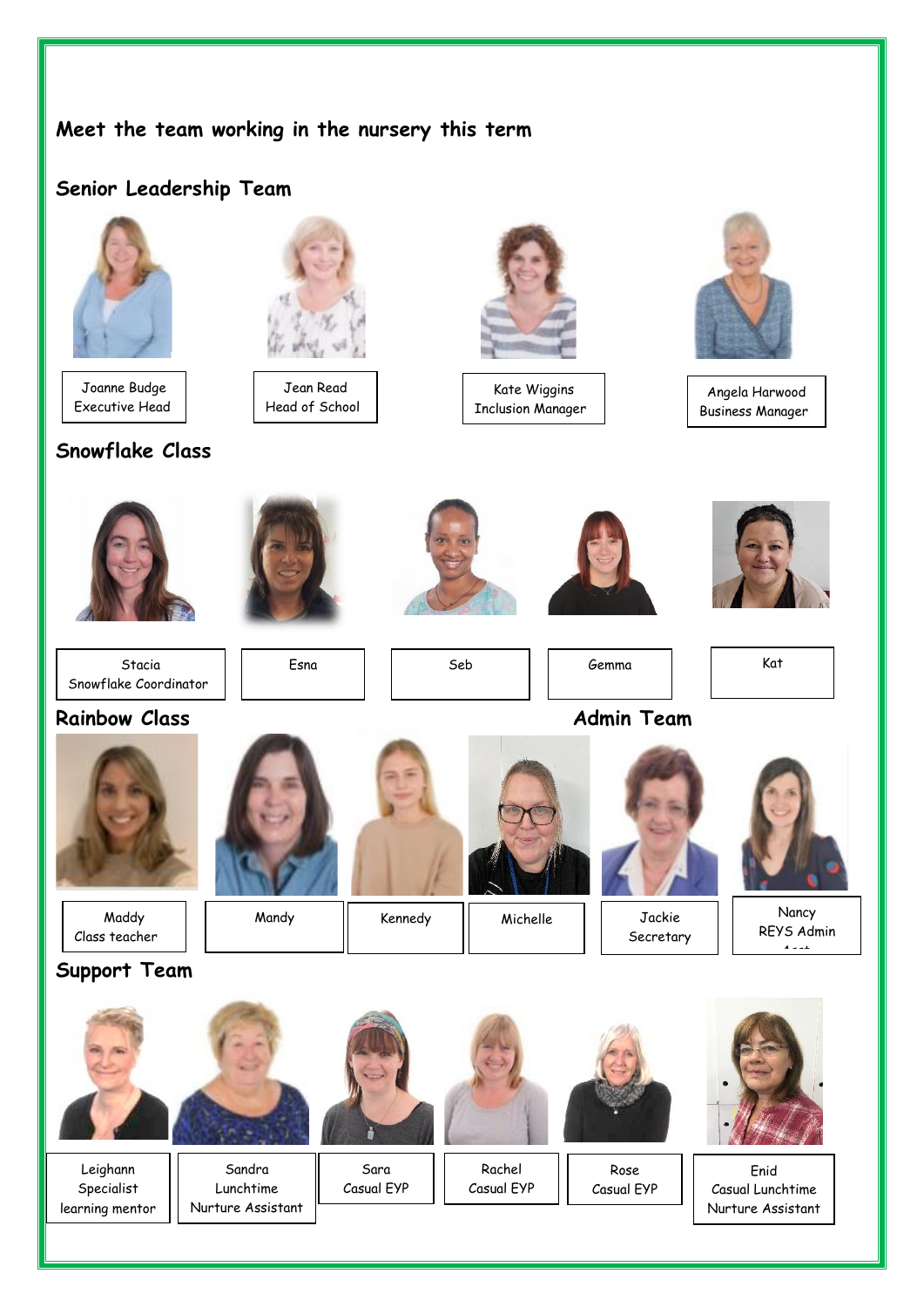# Meet the team working in the nursery this term

## Senior Leadership Team

Joanne Budge
Executive Head

Jean Read
Head of School

Kate Wiggins
Inclusion Manager

Angela Harwood
Business Manager

## Snowflake Class

Stacia
Snowflake Coordinator

Esna

Seb

Gemma

Kat

## Rainbow Class

Maddy
Class teacher

Mandy

Kennedy

Michelle

## Admin Team

Jackie
Secretary

Nancy
REYS Admin
Asst

## Support Team

Leighann
Specialist
learning mentor

Sandra
Lunchtime
Nurture Assistant

Sara
Casual EYP

Rachel
Casual EYP

Rose
Casual EYP

Enid
Casual Lunchtime
Nurture Assistant